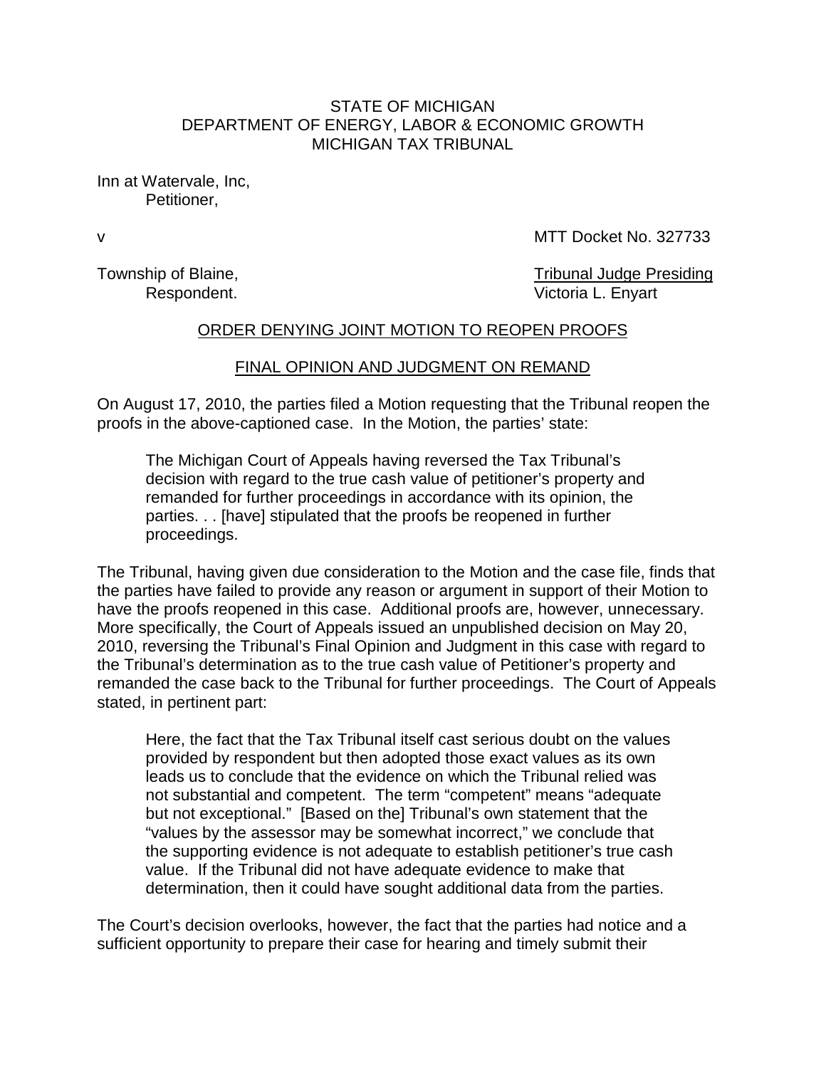STATE OF MICHIGAN
DEPARTMENT OF ENERGY, LABOR & ECONOMIC GROWTH
MICHIGAN TAX TRIBUNAL

Inn at Watervale, Inc,
Petitioner,

v MTT Docket No. 327733

Township of Blaine,
Respondent.

Tribunal Judge Presiding
Victoria L. Enyart

ORDER DENYING JOINT MOTION TO REOPEN PROOFS

FINAL OPINION AND JUDGMENT ON REMAND

On August 17, 2010, the parties filed a Motion requesting that the Tribunal reopen the proofs in the above-captioned case. In the Motion, the parties' state:

> The Michigan Court of Appeals having reversed the Tax Tribunal's decision with regard to the true cash value of petitioner's property and remanded for further proceedings in accordance with its opinion, the parties. . . [have] stipulated that the proofs be reopened in further proceedings.

The Tribunal, having given due consideration to the Motion and the case file, finds that the parties have failed to provide any reason or argument in support of their Motion to have the proofs reopened in this case. Additional proofs are, however, unnecessary. More specifically, the Court of Appeals issued an unpublished decision on May 20, 2010, reversing the Tribunal's Final Opinion and Judgment in this case with regard to the Tribunal's determination as to the true cash value of Petitioner's property and remanded the case back to the Tribunal for further proceedings. The Court of Appeals stated, in pertinent part:

> Here, the fact that the Tax Tribunal itself cast serious doubt on the values provided by respondent but then adopted those exact values as its own leads us to conclude that the evidence on which the Tribunal relied was not substantial and competent. The term "competent" means "adequate but not exceptional." [Based on the] Tribunal's own statement that the "values by the assessor may be somewhat incorrect," we conclude that the supporting evidence is not adequate to establish petitioner's true cash value. If the Tribunal did not have adequate evidence to make that determination, then it could have sought additional data from the parties.

The Court's decision overlooks, however, the fact that the parties had notice and a sufficient opportunity to prepare their case for hearing and timely submit their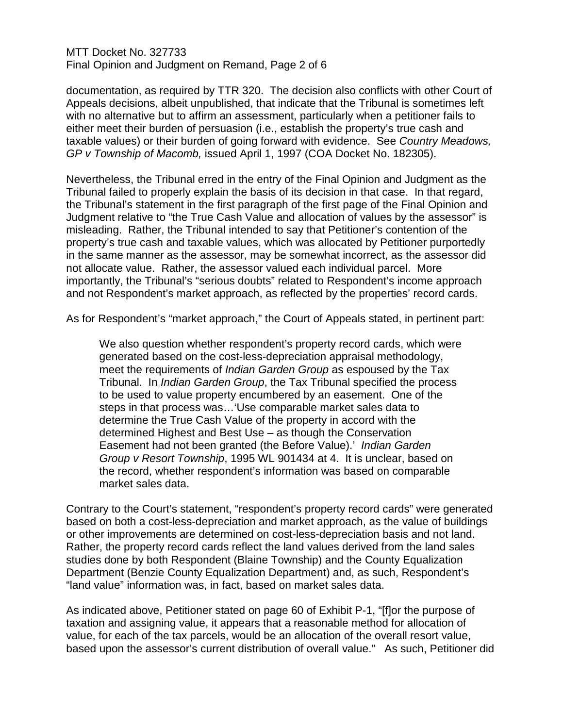documentation, as required by TTR 320. The decision also conflicts with other Court of Appeals decisions, albeit unpublished, that indicate that the Tribunal is sometimes left with no alternative but to affirm an assessment, particularly when a petitioner fails to either meet their burden of persuasion (i.e., establish the property's true cash and taxable values) or their burden of going forward with evidence. See *Country Meadows, GP v Township of Macomb,* issued April 1, 1997 (COA Docket No. 182305).

Nevertheless, the Tribunal erred in the entry of the Final Opinion and Judgment as the Tribunal failed to properly explain the basis of its decision in that case. In that regard, the Tribunal's statement in the first paragraph of the first page of the Final Opinion and Judgment relative to "the True Cash Value and allocation of values by the assessor" is misleading. Rather, the Tribunal intended to say that Petitioner's contention of the property's true cash and taxable values, which was allocated by Petitioner purportedly in the same manner as the assessor, may be somewhat incorrect, as the assessor did not allocate value. Rather, the assessor valued each individual parcel. More importantly, the Tribunal's "serious doubts" related to Respondent's income approach and not Respondent's market approach, as reflected by the properties' record cards.

As for Respondent's "market approach," the Court of Appeals stated, in pertinent part:

> We also question whether respondent's property record cards, which were generated based on the cost-less-depreciation appraisal methodology, meet the requirements of *Indian Garden Group* as espoused by the Tax Tribunal. In *Indian Garden Group*, the Tax Tribunal specified the process to be used to value property encumbered by an easement. One of the steps in that process was…'Use comparable market sales data to determine the True Cash Value of the property in accord with the determined Highest and Best Use – as though the Conservation Easement had not been granted (the Before Value).' *Indian Garden Group v Resort Township*, 1995 WL 901434 at 4. It is unclear, based on the record, whether respondent's information was based on comparable market sales data.

Contrary to the Court's statement, "respondent's property record cards" were generated based on both a cost-less-depreciation and market approach, as the value of buildings or other improvements are determined on cost-less-depreciation basis and not land. Rather, the property record cards reflect the land values derived from the land sales studies done by both Respondent (Blaine Township) and the County Equalization Department (Benzie County Equalization Department) and, as such, Respondent's "land value" information was, in fact, based on market sales data.

As indicated above, Petitioner stated on page 60 of Exhibit P-1, "[f]or the purpose of taxation and assigning value, it appears that a reasonable method for allocation of value, for each of the tax parcels, would be an allocation of the overall resort value, based upon the assessor's current distribution of overall value." As such, Petitioner did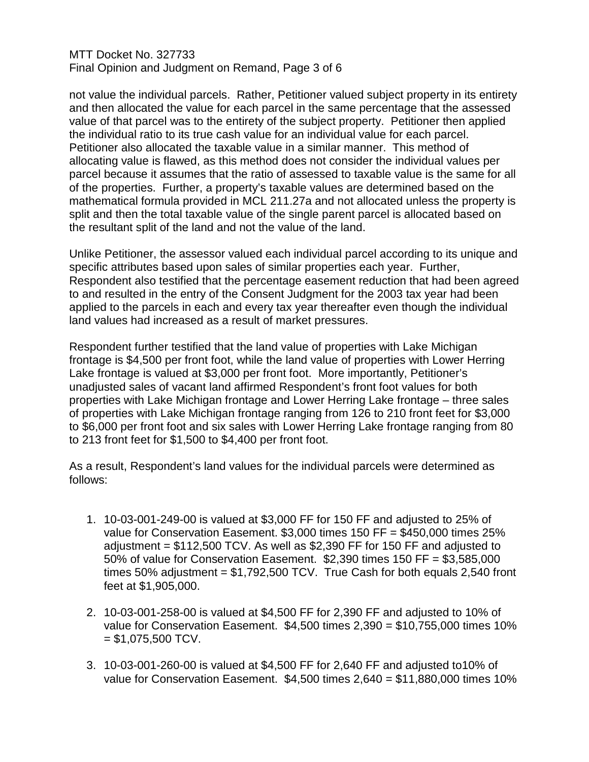not value the individual parcels. Rather, Petitioner valued subject property in its entirety and then allocated the value for each parcel in the same percentage that the assessed value of that parcel was to the entirety of the subject property. Petitioner then applied the individual ratio to its true cash value for an individual value for each parcel. Petitioner also allocated the taxable value in a similar manner. This method of allocating value is flawed, as this method does not consider the individual values per parcel because it assumes that the ratio of assessed to taxable value is the same for all of the properties. Further, a property's taxable values are determined based on the mathematical formula provided in MCL 211.27a and not allocated unless the property is split and then the total taxable value of the single parent parcel is allocated based on the resultant split of the land and not the value of the land.

Unlike Petitioner, the assessor valued each individual parcel according to its unique and specific attributes based upon sales of similar properties each year. Further, Respondent also testified that the percentage easement reduction that had been agreed to and resulted in the entry of the Consent Judgment for the 2003 tax year had been applied to the parcels in each and every tax year thereafter even though the individual land values had increased as a result of market pressures.

Respondent further testified that the land value of properties with Lake Michigan frontage is $4,500 per front foot, while the land value of properties with Lower Herring Lake frontage is valued at $3,000 per front foot. More importantly, Petitioner's unadjusted sales of vacant land affirmed Respondent's front foot values for both properties with Lake Michigan frontage and Lower Herring Lake frontage – three sales of properties with Lake Michigan frontage ranging from 126 to 210 front feet for $3,000 to $6,000 per front foot and six sales with Lower Herring Lake frontage ranging from 80 to 213 front feet for $1,500 to $4,400 per front foot.

As a result, Respondent's land values for the individual parcels were determined as follows:

1. 10-03-001-249-00 is valued at $3,000 FF for 150 FF and adjusted to 25% of value for Conservation Easement. $3,000 times 150 FF = $450,000 times 25% adjustment = $112,500 TCV. As well as $2,390 FF for 150 FF and adjusted to 50% of value for Conservation Easement. $2,390 times 150 FF = $3,585,000 times 50% adjustment = $1,792,500 TCV. True Cash for both equals 2,540 front feet at $1,905,000.

2. 10-03-001-258-00 is valued at $4,500 FF for 2,390 FF and adjusted to 10% of value for Conservation Easement. $4,500 times 2,390 = $10,755,000 times 10% = $1,075,500 TCV.

3. 10-03-001-260-00 is valued at $4,500 FF for 2,640 FF and adjusted to10% of value for Conservation Easement. $4,500 times 2,640 = $11,880,000 times 10%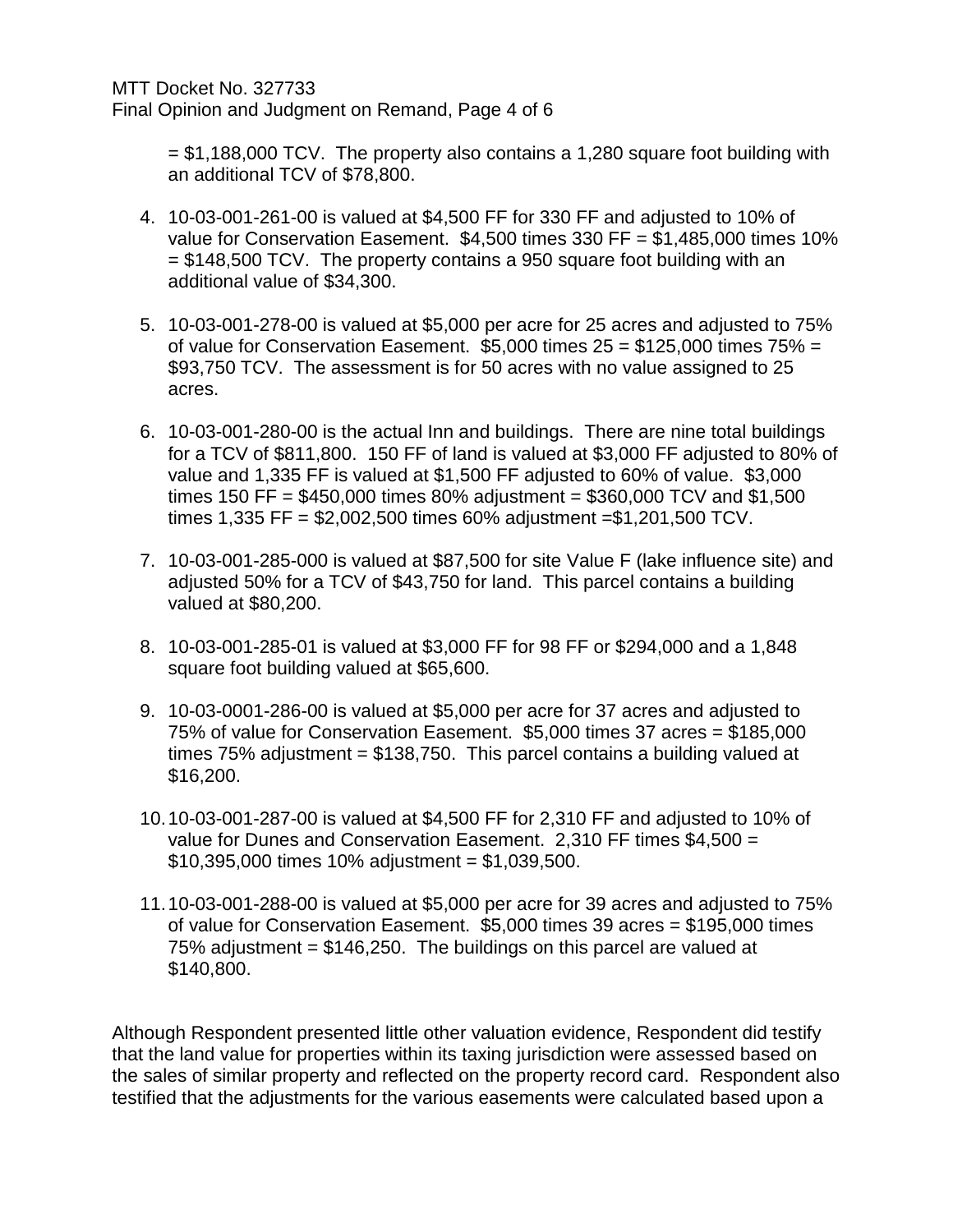= $1,188,000 TCV. The property also contains a 1,280 square foot building with an additional TCV of $78,800.

4. 10-03-001-261-00 is valued at $4,500 FF for 330 FF and adjusted to 10% of value for Conservation Easement. $4,500 times 330 FF = $1,485,000 times 10% = $148,500 TCV. The property contains a 950 square foot building with an additional value of $34,300.

5. 10-03-001-278-00 is valued at $5,000 per acre for 25 acres and adjusted to 75% of value for Conservation Easement. $5,000 times 25 = $125,000 times 75% = $93,750 TCV. The assessment is for 50 acres with no value assigned to 25 acres.

6. 10-03-001-280-00 is the actual Inn and buildings. There are nine total buildings for a TCV of $811,800. 150 FF of land is valued at $3,000 FF adjusted to 80% of value and 1,335 FF is valued at $1,500 FF adjusted to 60% of value. $3,000 times 150 FF = $450,000 times 80% adjustment = $360,000 TCV and $1,500 times 1,335 FF = $2,002,500 times 60% adjustment =$1,201,500 TCV.

7. 10-03-001-285-000 is valued at $87,500 for site Value F (lake influence site) and adjusted 50% for a TCV of $43,750 for land. This parcel contains a building valued at $80,200.

8. 10-03-001-285-01 is valued at $3,000 FF for 98 FF or $294,000 and a 1,848 square foot building valued at $65,600.

9. 10-03-0001-286-00 is valued at $5,000 per acre for 37 acres and adjusted to 75% of value for Conservation Easement. $5,000 times 37 acres = $185,000 times 75% adjustment = $138,750. This parcel contains a building valued at $16,200.

10. 10-03-001-287-00 is valued at $4,500 FF for 2,310 FF and adjusted to 10% of value for Dunes and Conservation Easement. 2,310 FF times $4,500 = $10,395,000 times 10% adjustment = $1,039,500.

11. 10-03-001-288-00 is valued at $5,000 per acre for 39 acres and adjusted to 75% of value for Conservation Easement. $5,000 times 39 acres = $195,000 times 75% adjustment = $146,250. The buildings on this parcel are valued at $140,800.

Although Respondent presented little other valuation evidence, Respondent did testify that the land value for properties within its taxing jurisdiction were assessed based on the sales of similar property and reflected on the property record card. Respondent also testified that the adjustments for the various easements were calculated based upon a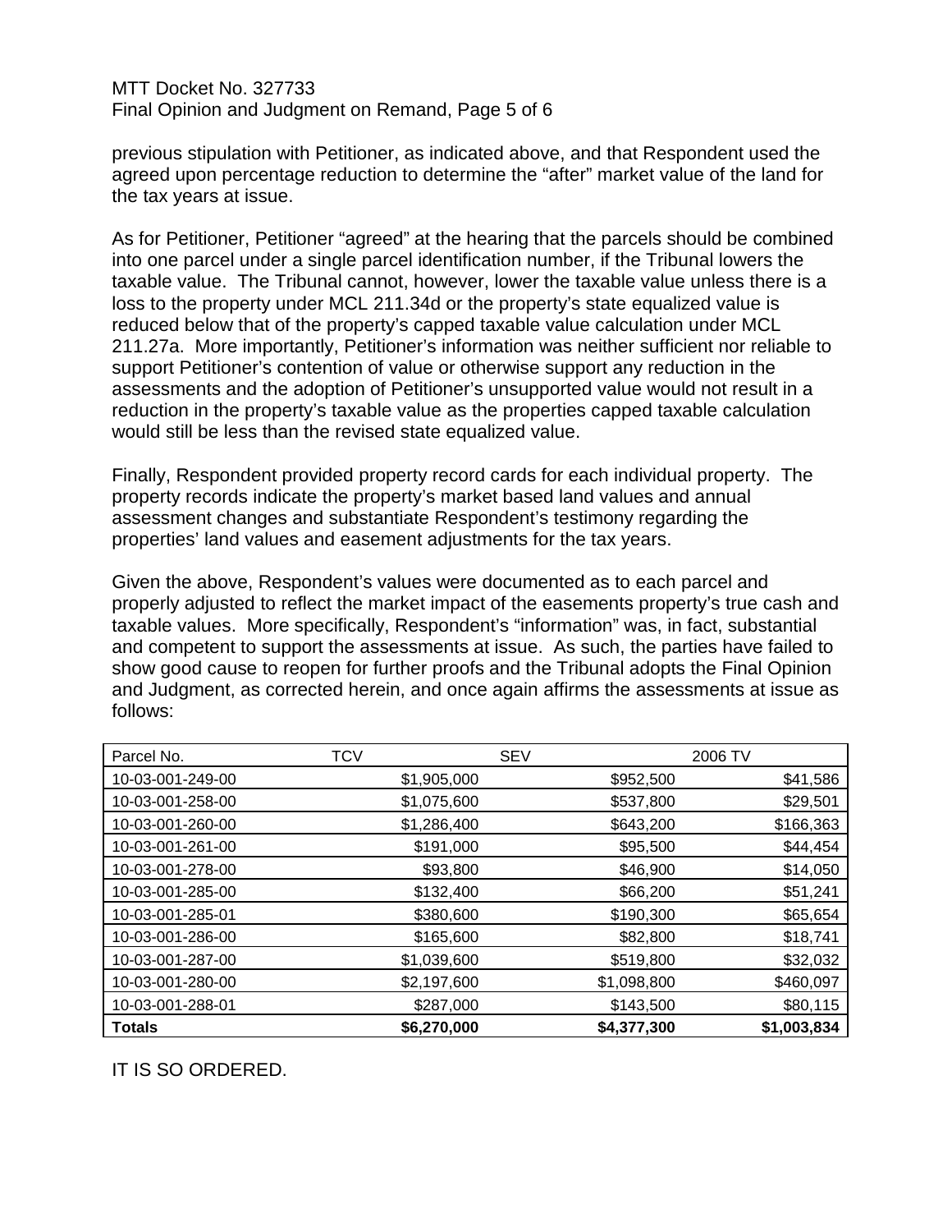previous stipulation with Petitioner, as indicated above, and that Respondent used the agreed upon percentage reduction to determine the "after" market value of the land for the tax years at issue.

As for Petitioner, Petitioner "agreed" at the hearing that the parcels should be combined into one parcel under a single parcel identification number, if the Tribunal lowers the taxable value. The Tribunal cannot, however, lower the taxable value unless there is a loss to the property under MCL 211.34d or the property's state equalized value is reduced below that of the property's capped taxable value calculation under MCL 211.27a. More importantly, Petitioner's information was neither sufficient nor reliable to support Petitioner's contention of value or otherwise support any reduction in the assessments and the adoption of Petitioner's unsupported value would not result in a reduction in the property's taxable value as the properties capped taxable calculation would still be less than the revised state equalized value.

Finally, Respondent provided property record cards for each individual property. The property records indicate the property's market based land values and annual assessment changes and substantiate Respondent's testimony regarding the properties' land values and easement adjustments for the tax years.

Given the above, Respondent's values were documented as to each parcel and properly adjusted to reflect the market impact of the easements property's true cash and taxable values. More specifically, Respondent's "information" was, in fact, substantial and competent to support the assessments at issue. As such, the parties have failed to show good cause to reopen for further proofs and the Tribunal adopts the Final Opinion and Judgment, as corrected herein, and once again affirms the assessments at issue as follows:

| Parcel No. | TCV | SEV | 2006 TV |
|---|---|---|---|
| 10-03-001-249-00 | $1,905,000 | $952,500 | $41,586 |
| 10-03-001-258-00 | $1,075,600 | $537,800 | $29,501 |
| 10-03-001-260-00 | $1,286,400 | $643,200 | $166,363 |
| 10-03-001-261-00 | $191,000 | $95,500 | $44,454 |
| 10-03-001-278-00 | $93,800 | $46,900 | $14,050 |
| 10-03-001-285-00 | $132,400 | $66,200 | $51,241 |
| 10-03-001-285-01 | $380,600 | $190,300 | $65,654 |
| 10-03-001-286-00 | $165,600 | $82,800 | $18,741 |
| 10-03-001-287-00 | $1,039,600 | $519,800 | $32,032 |
| 10-03-001-280-00 | $2,197,600 | $1,098,800 | $460,097 |
| 10-03-001-288-01 | $287,000 | $143,500 | $80,115 |
| **Totals** | **$6,270,000** | **$4,377,300** | **$1,003,834** |

IT IS SO ORDERED.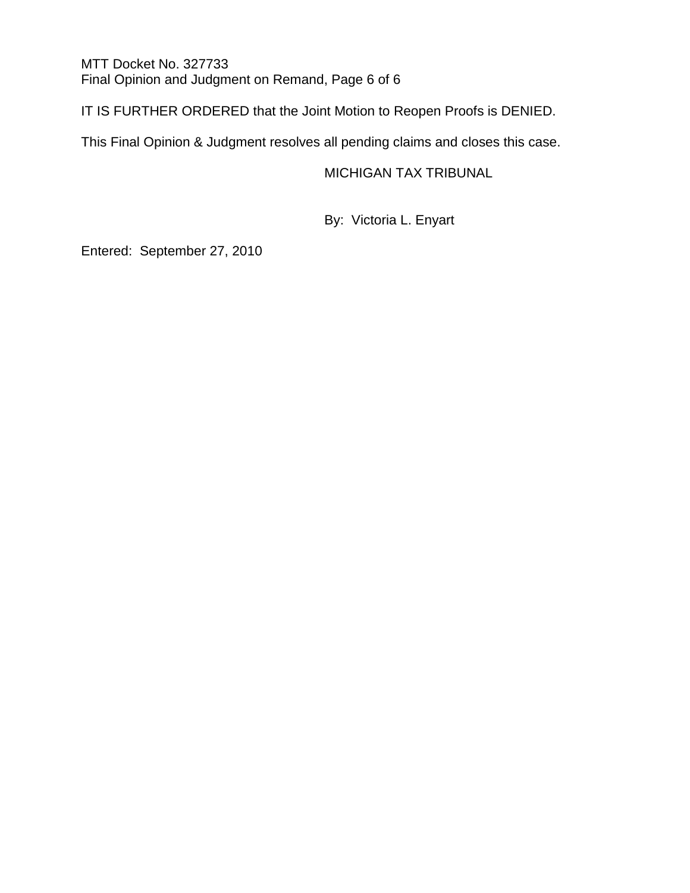IT IS FURTHER ORDERED that the Joint Motion to Reopen Proofs is DENIED.

This Final Opinion & Judgment resolves all pending claims and closes this case.

MICHIGAN TAX TRIBUNAL

By: Victoria L. Enyart

Entered: September 27, 2010